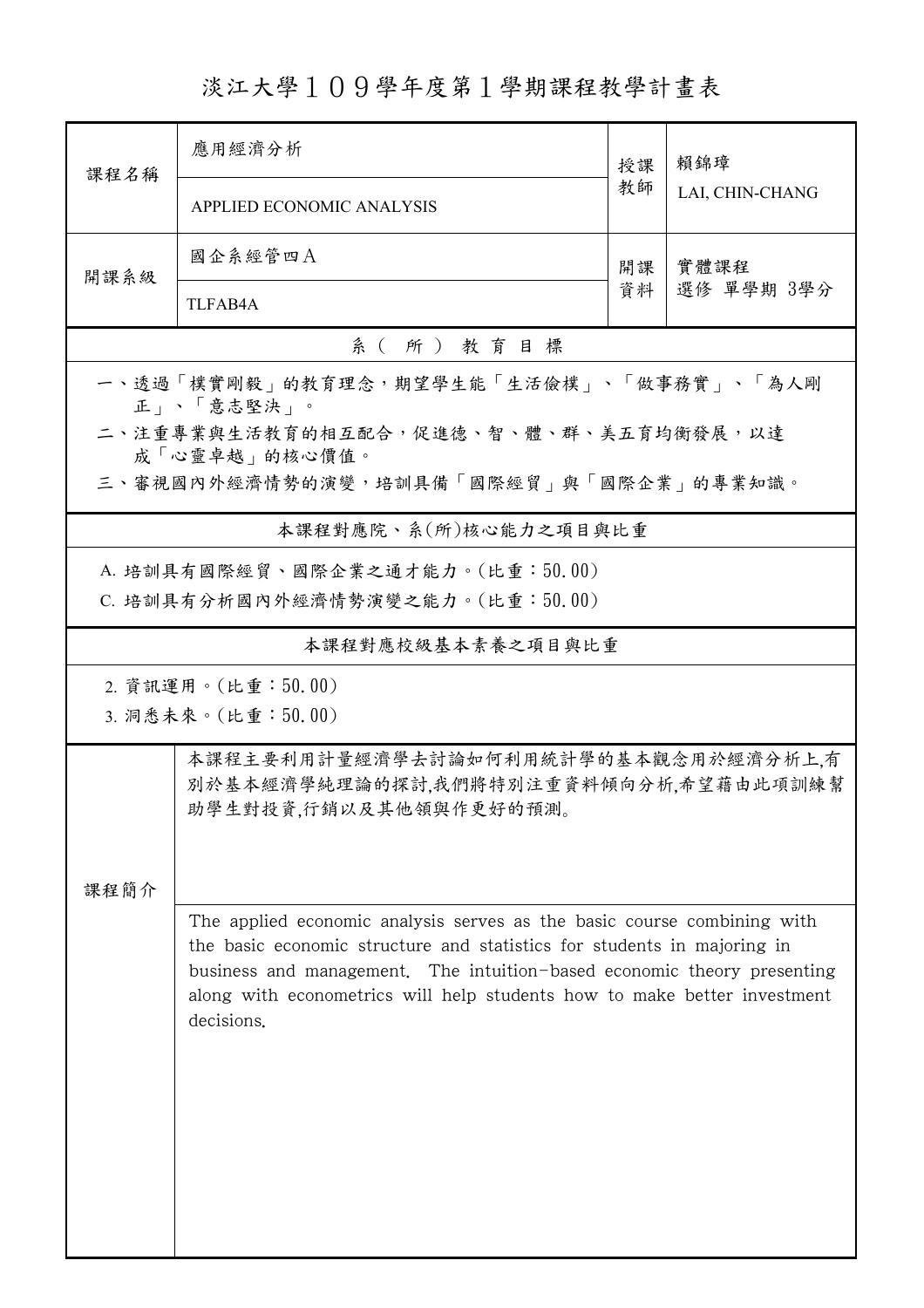# 淡江大學１０９學年度第１學期課程教學計畫表

| 課程名稱 | 應用經濟分析<br>APPLIED ECONOMIC ANALYSIS | 授課教師 | 賴錦璋<br>LAI, CHIN-CHANG |
|---|---|---|---|
| 開課系級 | 國企系經管四Ａ<br>TLFAB4A | 開課資料 | 實體課程<br>選修 單學期 3學分 |

## 系（所）教育目標

一、透過「樸實剛毅」的教育理念，期望學生能「生活儉樸」、「做事務實」、「為人剛正」、「意志堅決」。

二、注重專業與生活教育的相互配合，促進德、智、體、群、美五育均衡發展，以達成「心靈卓越」的核心價值。

三、審視國內外經濟情勢的演變，培訓具備「國際經貿」與「國際企業」的專業知識。

## 本課程對應院、系(所)核心能力之項目與比重

A. 培訓具有國際經貿、國際企業之通才能力。(比重：50.00)

C. 培訓具有分析國內外經濟情勢演變之能力。(比重：50.00)

## 本課程對應校級基本素養之項目與比重

2. 資訊運用。(比重：50.00)

3. 洞悉未來。(比重：50.00)

## 課程簡介

本課程主要利用計量經濟學去討論如何利用統計學的基本觀念用於經濟分析上,有別於基本經濟學純理論的探討,我們將特別注重資料傾向分析,希望藉由此項訓練幫助學生對投資,行銷以及其他領與作更好的預測。

The applied economic analysis serves as the basic course combining with the basic economic structure and statistics for students in majoring in business and management. The intuition-based economic theory presenting along with econometrics will help students how to make better investment decisions.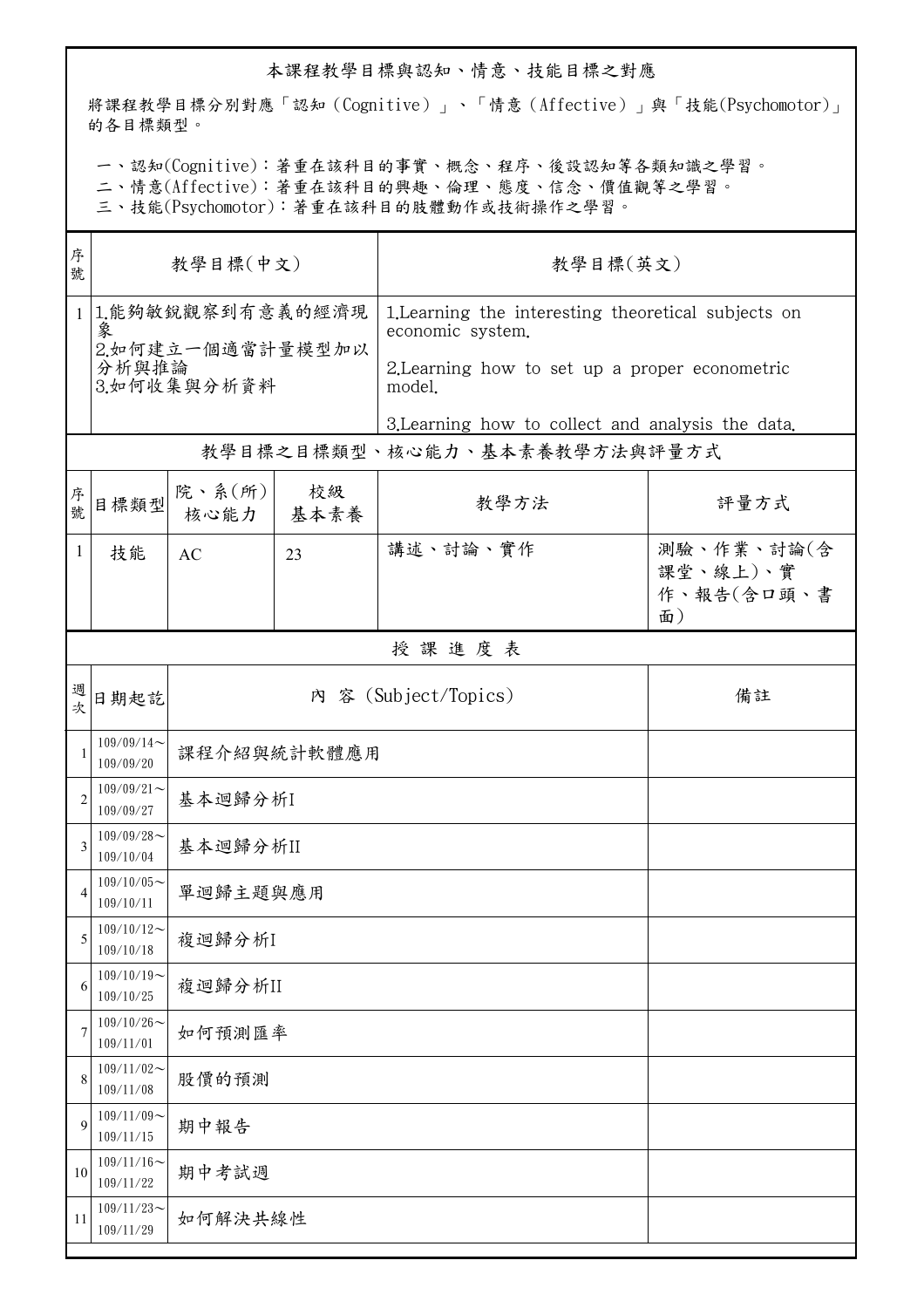## 本課程教學目標與認知、情意、技能目標之對應

將課程教學目標分別對應「認知（Cognitive）」、「情意（Affective）」與「技能(Psychomotor)」的各目標類型。

一、認知(Cognitive)：著重在該科目的事實、概念、程序、後設認知等各類知識之學習。
二、情意(Affective)：著重在該科目的興趣、倫理、態度、信念、價值觀等之學習。
三、技能(Psychomotor)：著重在該科目的肢體動作或技術操作之學習。

| 序號 | 教學目標(中文) | 教學目標(英文) |
|---|---|---|
| 1 | 1.能夠敏銳觀察到有意義的經濟現象<br>2.如何建立一個適當計量模型加以分析與推論<br>3.如何收集與分析資料 | 1.Learning the interesting theoretical subjects on economic system.<br>2.Learning how to set up a proper econometric model.<br>3.Learning how to collect and analysis the data. |

## 教學目標之目標類型、核心能力、基本素養教學方法與評量方式

| 序號 | 目標類型 | 院、系(所)核心能力 | 校級基本素養 | 教學方法 | 評量方式 |
|---|---|---|---|---|---|
| 1 | 技能 | AC | 23 | 講述、討論、實作 | 測驗、作業、討論(含課堂、線上)、實作、報告(含口頭、書面) |

## 授課進度表

| 週次 | 日期起訖 | 內 容 (Subject/Topics) | 備註 |
|---|---|---|---|
| 1 | 109/09/14～109/09/20 | 課程介紹與統計軟體應用 | |
| 2 | 109/09/21～109/09/27 | 基本迴歸分析I | |
| 3 | 109/09/28～109/10/04 | 基本迴歸分析II | |
| 4 | 109/10/05～109/10/11 | 單迴歸主題與應用 | |
| 5 | 109/10/12～109/10/18 | 複迴歸分析I | |
| 6 | 109/10/19～109/10/25 | 複迴歸分析II | |
| 7 | 109/10/26～109/11/01 | 如何預測匯率 | |
| 8 | 109/11/02～109/11/08 | 股價的預測 | |
| 9 | 109/11/09～109/11/15 | 期中報告 | |
| 10 | 109/11/16～109/11/22 | 期中考試週 | |
| 11 | 109/11/23～109/11/29 | 如何解決共線性 | |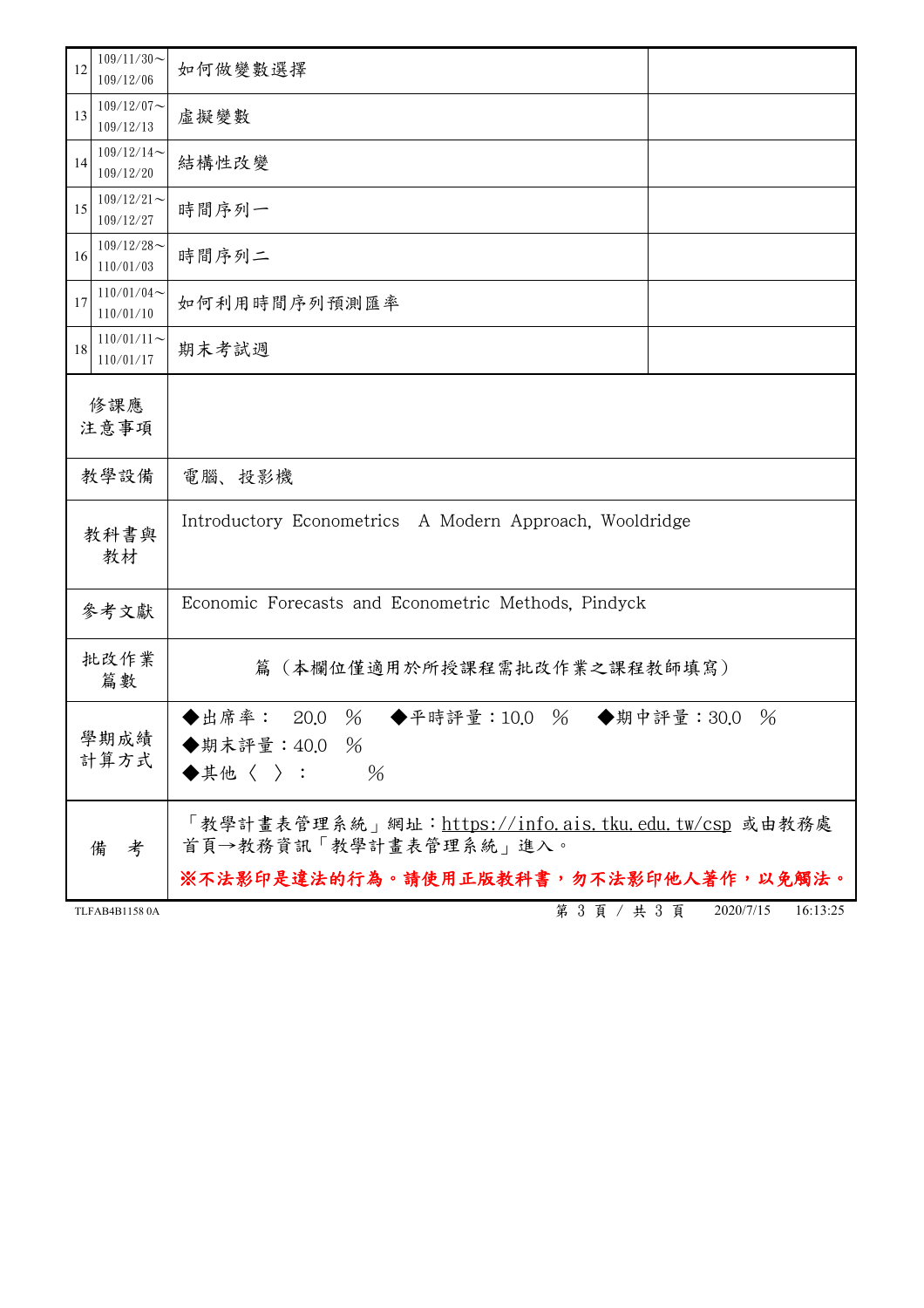| | | | |
|---|---|---|---|
| 12 | 109/11/30～<br>109/12/06 | 如何做變數選擇 | |
| 13 | 109/12/07～<br>109/12/13 | 虛擬變數 | |
| 14 | 109/12/14～<br>109/12/20 | 結構性改變 | |
| 15 | 109/12/21～<br>109/12/27 | 時間序列一 | |
| 16 | 109/12/28～<br>110/01/03 | 時間序列二 | |
| 17 | 110/01/04～<br>110/01/10 | 如何利用時間序列預測匯率 | |
| 18 | 110/01/11～<br>110/01/17 | 期末考試週 | |

| | |
|---|---|
| 修課應注意事項 | |
| 教學設備 | 電腦、投影機 |
| 教科書與教材 | Introductory Econometrics A Modern Approach, Wooldridge |
| 參考文獻 | Economic Forecasts and Econometric Methods, Pindyck |
| 批改作業篇數 | 篇（本欄位僅適用於所授課程需批改作業之課程教師填寫） |
| 學期成績計算方式 | ◆出席率： 20.0 ％ ◆平時評量：10.0 ％ ◆期中評量：30.0 ％<br>◆期末評量：40.0 ％<br>◆其他〈 〉： ％ |
| 備　考 | 「教學計畫表管理系統」網址：https://info.ais.tku.edu.tw/csp 或由教務處首頁→教務資訊「教學計畫表管理系統」進入。<br>**※不法影印是違法的行為。請使用正版教科書，勿不法影印他人著作，以免觸法。** |

TLFAB4B1158 0A

2020/7/15 16:13:25